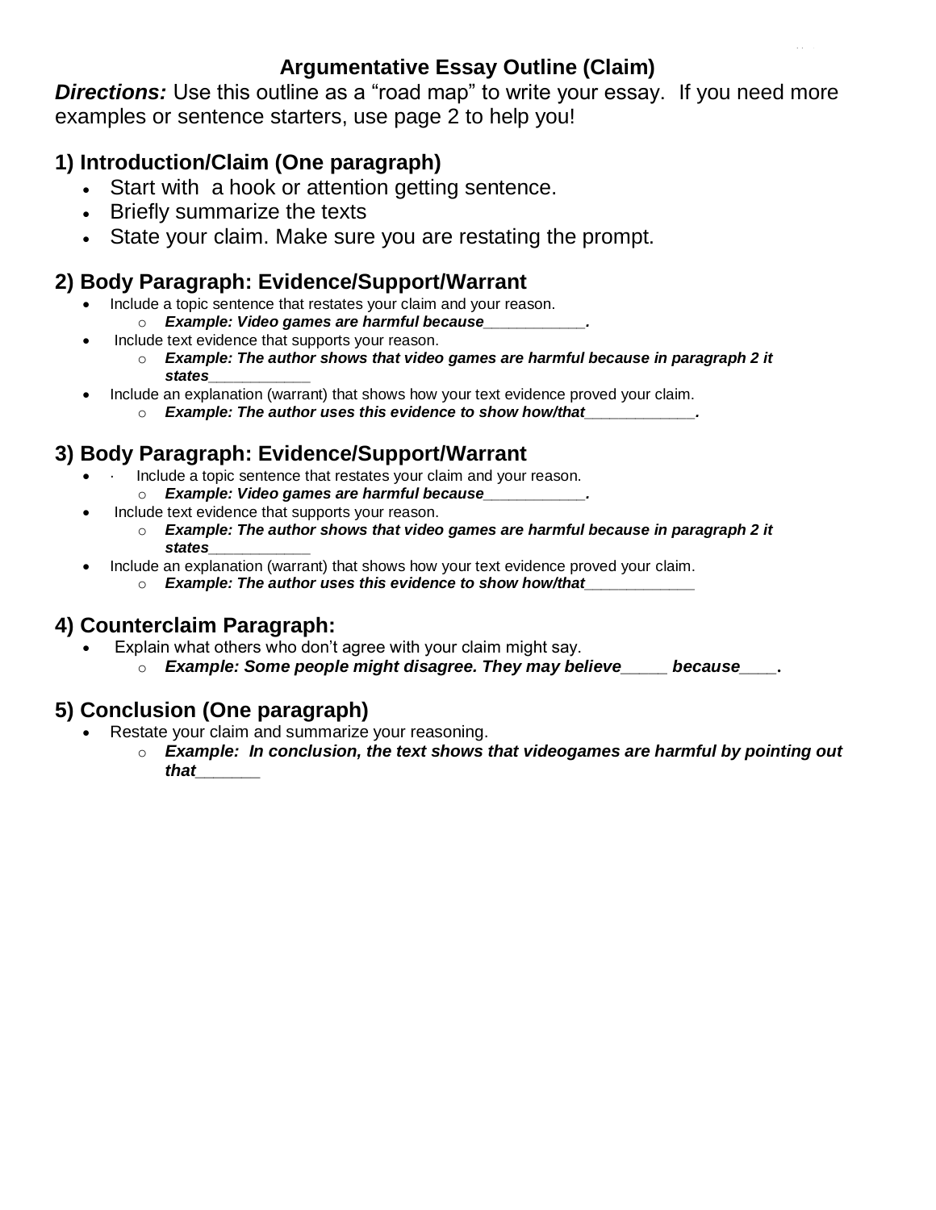# Argumentative Essay Outline (Claim)

***Directions:*** Use this outline as a "road map" to write your essay. If you need more examples or sentence starters, use page 2 to help you!

## 1) Introduction/Claim (One paragraph)

- Start with a hook or attention getting sentence.
- Briefly summarize the texts
- State your claim. Make sure you are restating the prompt.

## 2) Body Paragraph: Evidence/Support/Warrant

- Include a topic sentence that restates your claim and your reason.
  - ***Example: Video games are harmful because___________.***
- Include text evidence that supports your reason.
  - ***Example: The author shows that video games are harmful because in paragraph 2 it states___________***
- Include an explanation (warrant) that shows how your text evidence proved your claim.
  - ***Example: The author uses this evidence to show how/that____________.***

## 3) Body Paragraph: Evidence/Support/Warrant

- Include a topic sentence that restates your claim and your reason.
  - ***Example: Video games are harmful because___________.***
- Include text evidence that supports your reason.
  - ***Example: The author shows that video games are harmful because in paragraph 2 it states___________***
- Include an explanation (warrant) that shows how your text evidence proved your claim.
  - ***Example: The author uses this evidence to show how/that____________***

## 4) Counterclaim Paragraph:

- Explain what others who don't agree with your claim might say.
  - ***Example: Some people might disagree. They may believe_____ because____.***

## 5) Conclusion (One paragraph)

- Restate your claim and summarize your reasoning.
  - ***Example: In conclusion, the text shows that videogames are harmful by pointing out that_______***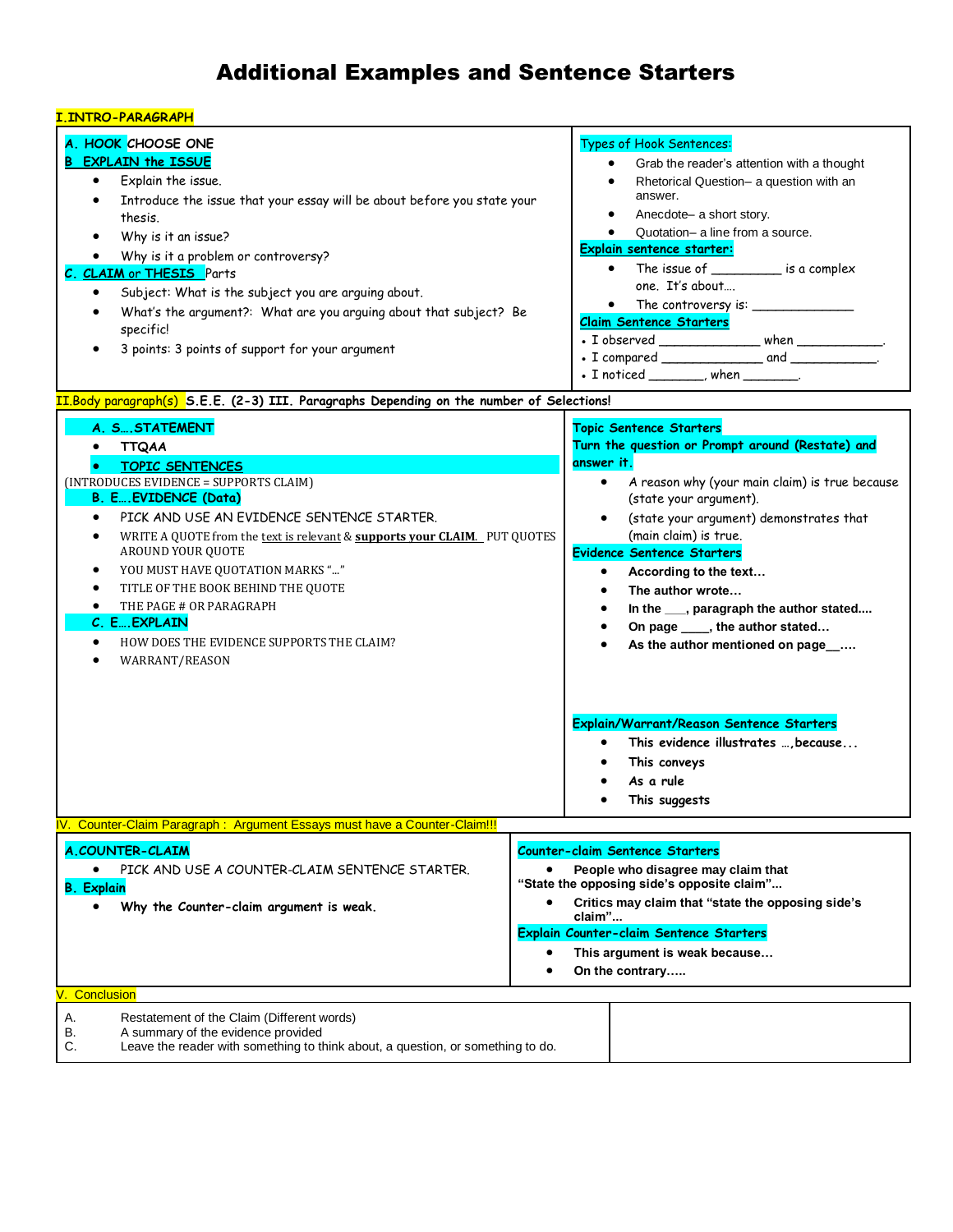# Additional Examples and Sentence Starters

## I.INTRO-PARAGRAPH

| | |
|---|---|
| **A. HOOK** CHOOSE ONE<br>**B EXPLAIN the ISSUE**<br>• Explain the issue.<br>• Introduce the issue that your essay will be about before you state your thesis.<br>• Why is it an issue?<br>• Why is it a problem or controversy?<br>**C. CLAIM or THESIS** Parts<br>• Subject: What is the subject you are arguing about.<br>• What's the argument?: What are you arguing about that subject? Be specific!<br>• 3 points: 3 points of support for your argument | Types of Hook Sentences:<br>• Grab the reader's attention with a thought<br>• Rhetorical Question– a question with an answer.<br>• Anecdote– a short story.<br>• Quotation– a line from a source.<br>**Explain sentence starter:**<br>• The issue of _________ is a complex one. It's about….<br>• The controversy is: ______________<br>**Claim Sentence Starters**<br>• I observed _____________ when ___________.<br>• I compared _____________ and ___________.<br>• I noticed _______, when _______. |

## II.Body paragraph(s) S.E.E. (2-3) III. Paragraphs Depending on the number of Selections!

| | |
|---|---|
| **A. S….STATEMENT**<br>• **TTQAA**<br>• **TOPIC SENTENCES**<br>(INTRODUCES EVIDENCE = SUPPORTS CLAIM)<br>**B. E….EVIDENCE (Data)**<br>• PICK AND USE AN EVIDENCE SENTENCE STARTER.<br>• WRITE A QUOTE from the <u>text is relevant</u> & **<u>supports your CLAIM</u>**. PUT QUOTES AROUND YOUR QUOTE<br>• YOU MUST HAVE QUOTATION MARKS "…"<br>• TITLE OF THE BOOK BEHIND THE QUOTE<br>• THE PAGE # OR PARAGRAPH<br>**C. E….EXPLAIN**<br>• HOW DOES THE EVIDENCE SUPPORTS THE CLAIM?<br>• WARRANT/REASON | **Topic Sentence Starters**<br>**Turn the question or Prompt around (Restate) and answer it.**<br>• A reason why (your main claim) is true because (state your argument).<br>• (state your argument) demonstrates that (main claim) is true.<br>**Evidence Sentence Starters**<br>• **According to the text…**<br>• **The author wrote…**<br>• **In the ___, paragraph the author stated....**<br>• **On page ____, the author stated…**<br>• **As the author mentioned on page__….**<br><br>**Explain/Warrant/Reason Sentence Starters**<br>• **This evidence illustrates …,because…**<br>• **This conveys**<br>• **As a rule**<br>• **This suggests** |

## IV. Counter-Claim Paragraph : Argument Essays must have a Counter-Claim!!!

| | |
|---|---|
| **A.COUNTER-CLAIM**<br>• PICK AND USE A COUNTER-CLAIM SENTENCE STARTER.<br>**B. Explain**<br>• **Why the Counter-claim argument is weak.** | **Counter-claim Sentence Starters**<br>• **People who disagree may claim that "State the opposing side's opposite claim"…**<br>• **Critics may claim that "state the opposing side's claim"…**<br>**Explain Counter-claim Sentence Starters**<br>• **This argument is weak because…**<br>• **On the contrary…..** |

## V. Conclusion

| | |
|---|---|
| A. Restatement of the Claim (Different words)<br>B. A summary of the evidence provided<br>C. Leave the reader with something to think about, a question, or something to do. | |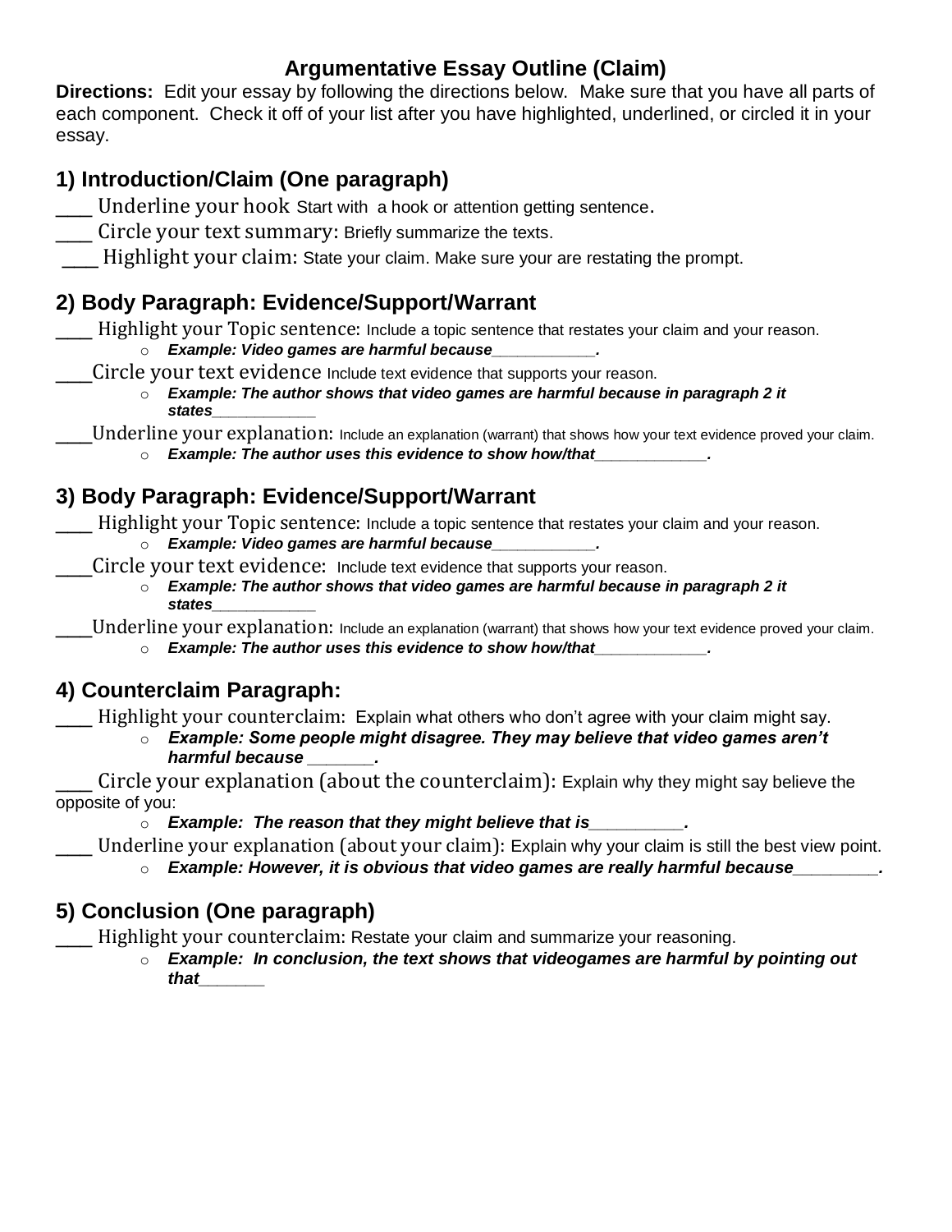# Argumentative Essay Outline (Claim)

**Directions:** Edit your essay by following the directions below. Make sure that you have all parts of each component. Check it off of your list after you have highlighted, underlined, or circled it in your essay.

## 1) Introduction/Claim (One paragraph)

____ Underline your hook Start with a hook or attention getting sentence.

____ Circle your text summary: Briefly summarize the texts.

____ Highlight your claim: State your claim. Make sure your are restating the prompt.

## 2) Body Paragraph: Evidence/Support/Warrant

____ Highlight your Topic sentence: Include a topic sentence that restates your claim and your reason.

- ***Example: Video games are harmful because___________.***

____Circle your text evidence Include text evidence that supports your reason.

- ***Example: The author shows that video games are harmful because in paragraph 2 it states___________***

____Underline your explanation: Include an explanation (warrant) that shows how your text evidence proved your claim.

- ***Example: The author uses this evidence to show how/that____________.***

## 3) Body Paragraph: Evidence/Support/Warrant

____ Highlight your Topic sentence: Include a topic sentence that restates your claim and your reason.

- ***Example: Video games are harmful because___________.***

____Circle your text evidence: Include text evidence that supports your reason.

- ***Example: The author shows that video games are harmful because in paragraph 2 it states___________***

____Underline your explanation: Include an explanation (warrant) that shows how your text evidence proved your claim.

- ***Example: The author uses this evidence to show how/that____________.***

## 4) Counterclaim Paragraph:

____ Highlight your counterclaim: Explain what others who don't agree with your claim might say.

- ***Example: Some people might disagree. They may believe that video games aren't harmful because _______.***

____ Circle your explanation (about the counterclaim): Explain why they might say believe the opposite of you:

- ***Example: The reason that they might believe that is__________.***

____ Underline your explanation (about your claim): Explain why your claim is still the best view point.

- ***Example: However, it is obvious that video games are really harmful because_________.***

## 5) Conclusion (One paragraph)

____ Highlight your counterclaim: Restate your claim and summarize your reasoning.

- ***Example: In conclusion, the text shows that videogames are harmful by pointing out that_______***